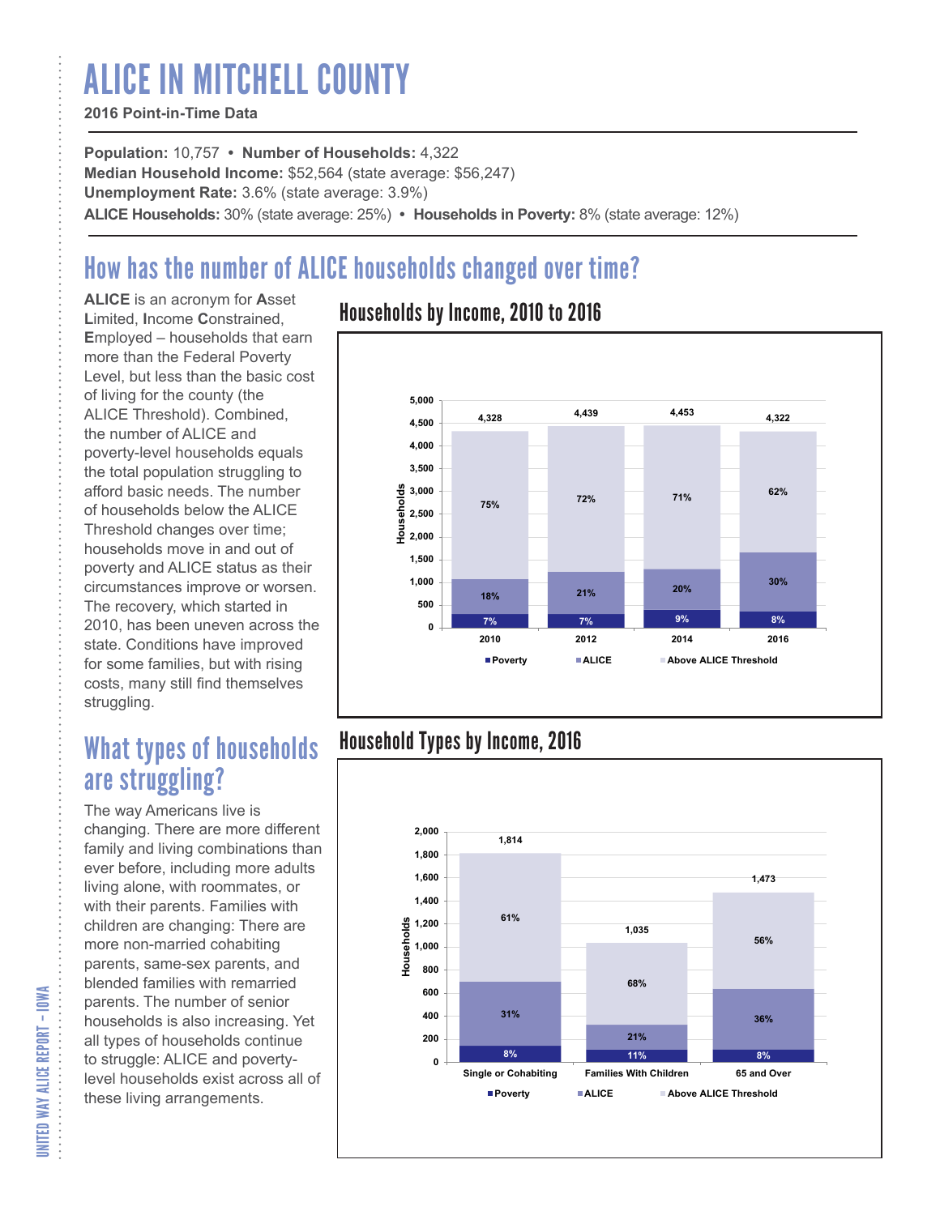# ALICE IN MITCHELL COUNTY

**2016 Point-in-Time Data**

**Population:** 10,757 • **Number of Households:** 4,322
**Median Household Income:** $52,564 (state average: $56,247)
**Unemployment Rate:** 3.6% (state average: 3.9%)
**ALICE Households:** 30% (state average: 25%) • **Households in Poverty:** 8% (state average: 12%)

## How has the number of ALICE households changed over time?

**ALICE** is an acronym for **A**sset **L**imited, **I**ncome **C**onstrained, **E**mployed – households that earn more than the Federal Poverty Level, but less than the basic cost of living for the county (the ALICE Threshold). Combined, the number of ALICE and poverty-level households equals the total population struggling to afford basic needs. The number of households below the ALICE Threshold changes over time; households move in and out of poverty and ALICE status as their circumstances improve or worsen. The recovery, which started in 2010, has been uneven across the state. Conditions have improved for some families, but with rising costs, many still find themselves struggling.

### Households by Income, 2010 to 2016

| Year | Total Households | Poverty | ALICE | Above ALICE Threshold |
|---|---|---|---|---|
| 2010 | 4,328 | 7% | 18% | 75% |
| 2012 | 4,439 | 7% | 21% | 72% |
| 2014 | 4,453 | 9% | 20% | 71% |
| 2016 | 4,322 | 8% | 30% | 62% |

## What types of households are struggling?

The way Americans live is changing. There are more different family and living combinations than ever before, including more adults living alone, with roommates, or with their parents. Families with children are changing: There are more non-married cohabiting parents, same-sex parents, and blended families with remarried parents. The number of senior households is also increasing. Yet all types of households continue to struggle: ALICE and poverty-level households exist across all of these living arrangements.

### Household Types by Income, 2016

| Household Type | Total Households | Poverty | ALICE | Above ALICE Threshold |
|---|---|---|---|---|
| Single or Cohabiting | 1,814 | 8% | 31% | 61% |
| Families With Children | 1,035 | 11% | 21% | 68% |
| 65 and Over | 1,473 | 8% | 36% | 56% |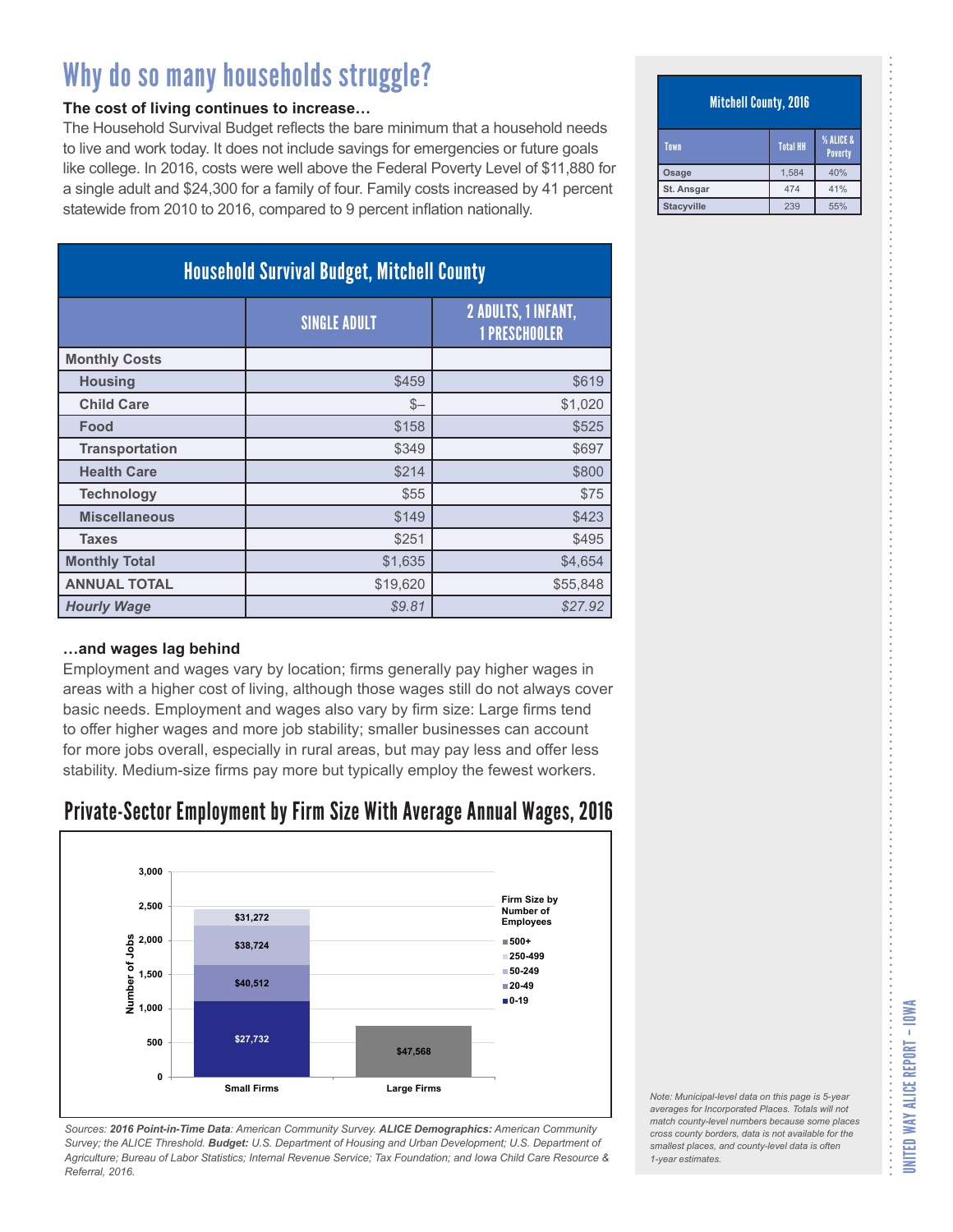# Why do so many households struggle?

**The cost of living continues to increase…**

The Household Survival Budget reflects the bare minimum that a household needs to live and work today. It does not include savings for emergencies or future goals like college. In 2016, costs were well above the Federal Poverty Level of $11,880 for a single adult and $24,300 for a family of four. Family costs increased by 41 percent statewide from 2010 to 2016, compared to 9 percent inflation nationally.

## Household Survival Budget, Mitchell County

| | SINGLE ADULT | 2 ADULTS, 1 INFANT, 1 PRESCHOOLER |
|---|---|---|
| **Monthly Costs** | | |
| **Housing** | $459 | $619 |
| **Child Care** | $– | $1,020 |
| **Food** | $158 | $525 |
| **Transportation** | $349 | $697 |
| **Health Care** | $214 | $800 |
| **Technology** | $55 | $75 |
| **Miscellaneous** | $149 | $423 |
| **Taxes** | $251 | $495 |
| **Monthly Total** | $1,635 | $4,654 |
| **ANNUAL TOTAL** | $19,620 | $55,848 |
| ***Hourly Wage*** | *$9.81* | *$27.92* |

**…and wages lag behind**

Employment and wages vary by location; firms generally pay higher wages in areas with a higher cost of living, although those wages still do not always cover basic needs. Employment and wages also vary by firm size: Large firms tend to offer higher wages and more job stability; smaller businesses can account for more jobs overall, especially in rural areas, but may pay less and offer less stability. Medium-size firms pay more but typically employ the fewest workers.

## Private-Sector Employment by Firm Size With Average Annual Wages, 2016

Number of Jobs

3,000
2,500
2,000
1,500
1,000
500
0

Small Firms: $31,272; $38,724; $40,512; $27,732

Large Firms: $47,568

Firm Size by Number of Employees
500+
250-499
50-249
20-49
0-19

*Sources: **2016 Point-in-Time Data**: American Community Survey. **ALICE Demographics:** American Community Survey; the ALICE Threshold. **Budget:** U.S. Department of Housing and Urban Development; U.S. Department of Agriculture; Bureau of Labor Statistics; Internal Revenue Service; Tax Foundation; and Iowa Child Care Resource & Referral, 2016.*

## Mitchell County, 2016

| Town | Total HH | % ALICE & Poverty |
|---|---|---|
| Osage | 1,584 | 40% |
| St. Ansgar | 474 | 41% |
| Stacyville | 239 | 55% |

*Note: Municipal-level data on this page is 5-year averages for Incorporated Places. Totals will not match county-level numbers because some places cross county borders, data is not available for the smallest places, and county-level data is often 1-year estimates.*